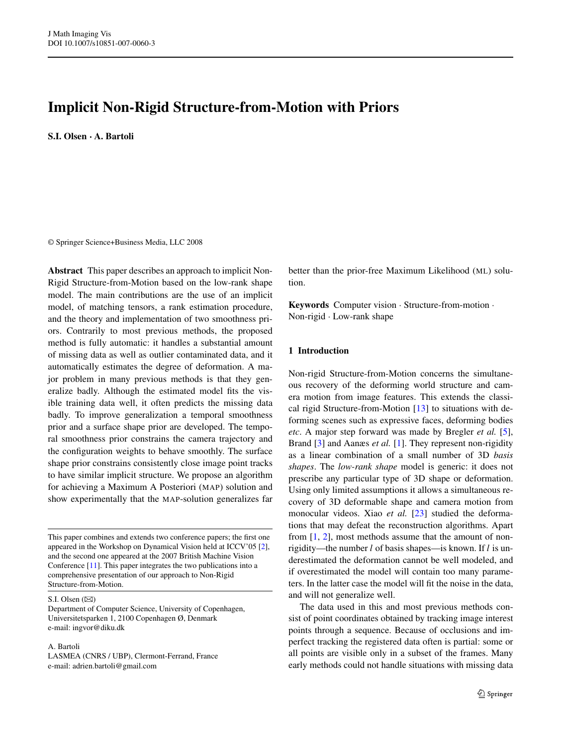# Implicit Non-Rigid Structure-from-Motion with Priors

**S.I. Olsen · A. Bartoli**

© Springer Science+Business Media, LLC 2008

**Abstract** This paper describes an approach to implicit Non-Rigid Structure-from-Motion based on the low-rank shape model. The main contributions are the use of an implicit model, of matching tensors, a rank estimation procedure, and the theory and implementation of two smoothness priors. Contrarily to most previous methods, the proposed method is fully automatic: it handles a substantial amount of missing data as well as outlier contaminated data, and it automatically estimates the degree of deformation. A major problem in many previous methods is that they generalize badly. Although the estimated model fits the visible training data well, it often predicts the missing data badly. To improve generalization a temporal smoothness prior and a surface shape prior are developed. The temporal smoothness prior constrains the camera trajectory and the configuration weights to behave smoothly. The surface shape prior constrains consistently close image point tracks to have similar implicit structure. We propose an algorithm for achieving a Maximum A Posteriori (MAP) solution and show experimentally that the MAP-solution generalizes far better than the prior-free Maximum Likelihood (ML) solution.

**Keywords** Computer vision · Structure-from-motion · Non-rigid · Low-rank shape

This paper combines and extends two conference papers; the first one appeared in the Workshop on Dynamical Vision held at ICCV'05 [2], and the second one appeared at the 2007 British Machine Vision Conference [11]. This paper integrates the two publications into a comprehensive presentation of our approach to Non-Rigid Structure-from-Motion.

S.I. Olsen (✉)
Department of Computer Science, University of Copenhagen, Universitetsparken 1, 2100 Copenhagen Ø, Denmark
e-mail: ingvor@diku.dk

A. Bartoli
LASMEA (CNRS / UBP), Clermont-Ferrand, France
e-mail: adrien.bartoli@gmail.com

## 1 Introduction

Non-rigid Structure-from-Motion concerns the simultaneous recovery of the deforming world structure and camera motion from image features. This extends the classical rigid Structure-from-Motion [13] to situations with deforming scenes such as expressive faces, deforming bodies *etc*. A major step forward was made by Bregler *et al.* [5], Brand [3] and Aanæs *et al.* [1]. They represent non-rigidity as a linear combination of a small number of 3D *basis shapes*. The *low-rank shape* model is generic: it does not prescribe any particular type of 3D shape or deformation. Using only limited assumptions it allows a simultaneous recovery of 3D deformable shape and camera motion from monocular videos. Xiao *et al.* [23] studied the deformations that may defeat the reconstruction algorithms. Apart from [1, 2], most methods assume that the amount of non-rigidity—the number $l$ of basis shapes—is known. If $l$ is underestimated the deformation cannot be well modeled, and if overestimated the model will contain too many parameters. In the latter case the model will fit the noise in the data, and will not generalize well.

The data used in this and most previous methods consist of point coordinates obtained by tracking image interest points through a sequence. Because of occlusions and imperfect tracking the registered data often is partial: some or all points are visible only in a subset of the frames. Many early methods could not handle situations with missing data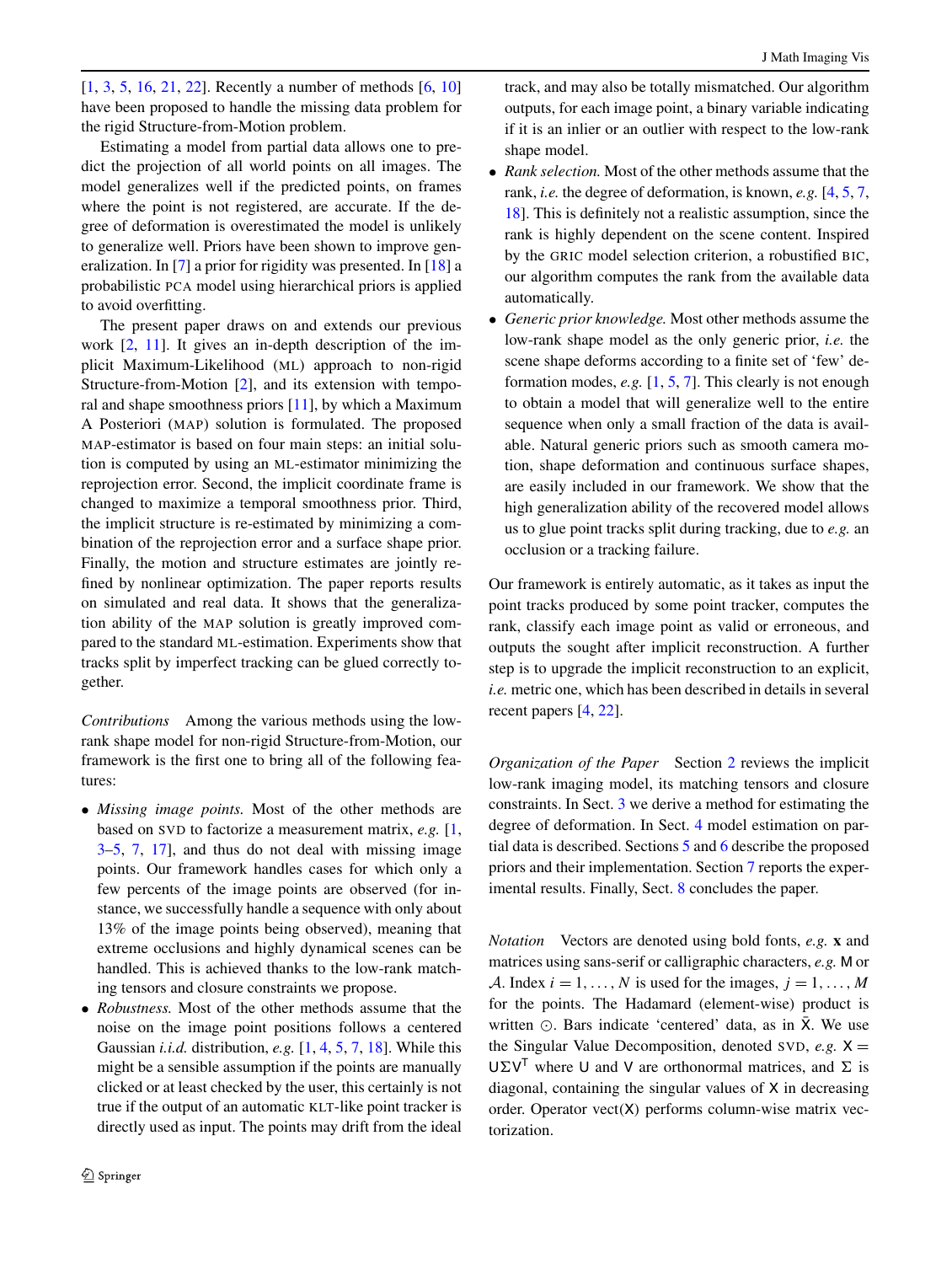[1, 3, 5, 16, 21, 22]. Recently a number of methods [6, 10] have been proposed to handle the missing data problem for the rigid Structure-from-Motion problem.

Estimating a model from partial data allows one to predict the projection of all world points on all images. The model generalizes well if the predicted points, on frames where the point is not registered, are accurate. If the degree of deformation is overestimated the model is unlikely to generalize well. Priors have been shown to improve generalization. In [7] a prior for rigidity was presented. In [18] a probabilistic PCA model using hierarchical priors is applied to avoid overfitting.

The present paper draws on and extends our previous work [2, 11]. It gives an in-depth description of the implicit Maximum-Likelihood (ML) approach to non-rigid Structure-from-Motion [2], and its extension with temporal and shape smoothness priors [11], by which a Maximum A Posteriori (MAP) solution is formulated. The proposed MAP-estimator is based on four main steps: an initial solution is computed by using an ML-estimator minimizing the reprojection error. Second, the implicit coordinate frame is changed to maximize a temporal smoothness prior. Third, the implicit structure is re-estimated by minimizing a combination of the reprojection error and a surface shape prior. Finally, the motion and structure estimates are jointly refined by nonlinear optimization. The paper reports results on simulated and real data. It shows that the generalization ability of the MAP solution is greatly improved compared to the standard ML-estimation. Experiments show that tracks split by imperfect tracking can be glued correctly together.

*Contributions* Among the various methods using the low-rank shape model for non-rigid Structure-from-Motion, our framework is the first one to bring all of the following features:

- *Missing image points.* Most of the other methods are based on SVD to factorize a measurement matrix, *e.g.* [1, 3–5, 7, 17], and thus do not deal with missing image points. Our framework handles cases for which only a few percents of the image points are observed (for instance, we successfully handle a sequence with only about 13% of the image points being observed), meaning that extreme occlusions and highly dynamical scenes can be handled. This is achieved thanks to the low-rank matching tensors and closure constraints we propose.
- *Robustness.* Most of the other methods assume that the noise on the image point positions follows a centered Gaussian *i.i.d.* distribution, *e.g.* [1, 4, 5, 7, 18]. While this might be a sensible assumption if the points are manually clicked or at least checked by the user, this certainly is not true if the output of an automatic KLT-like point tracker is directly used as input. The points may drift from the ideal track, and may also be totally mismatched. Our algorithm outputs, for each image point, a binary variable indicating if it is an inlier or an outlier with respect to the low-rank shape model.
- *Rank selection.* Most of the other methods assume that the rank, *i.e.* the degree of deformation, is known, *e.g.* [4, 5, 7, 18]. This is definitely not a realistic assumption, since the rank is highly dependent on the scene content. Inspired by the GRIC model selection criterion, a robustified BIC, our algorithm computes the rank from the available data automatically.
- *Generic prior knowledge.* Most other methods assume the low-rank shape model as the only generic prior, *i.e.* the scene shape deforms according to a finite set of 'few' deformation modes, *e.g.* [1, 5, 7]. This clearly is not enough to obtain a model that will generalize well to the entire sequence when only a small fraction of the data is available. Natural generic priors such as smooth camera motion, shape deformation and continuous surface shapes, are easily included in our framework. We show that the high generalization ability of the recovered model allows us to glue point tracks split during tracking, due to *e.g.* an occlusion or a tracking failure.

Our framework is entirely automatic, as it takes as input the point tracks produced by some point tracker, computes the rank, classify each image point as valid or erroneous, and outputs the sought after implicit reconstruction. A further step is to upgrade the implicit reconstruction to an explicit, *i.e.* metric one, which has been described in details in several recent papers [4, 22].

*Organization of the Paper* Section 2 reviews the implicit low-rank imaging model, its matching tensors and closure constraints. In Sect. 3 we derive a method for estimating the degree of deformation. In Sect. 4 model estimation on partial data is described. Sections 5 and 6 describe the proposed priors and their implementation. Section 7 reports the experimental results. Finally, Sect. 8 concludes the paper.

*Notation* Vectors are denoted using bold fonts, *e.g.* $\mathbf{x}$ and matrices using sans-serif or calligraphic characters, *e.g.* $\mathsf{M}$ or $\mathcal{A}$. Index $i = 1, \ldots, N$ is used for the images, $j = 1, \ldots, M$ for the points. The Hadamard (element-wise) product is written $\odot$. Bars indicate 'centered' data, as in $\bar{\mathsf{X}}$. We use the Singular Value Decomposition, denoted SVD, *e.g.* $\mathsf{X} = \mathsf{U}\Sigma\mathsf{V}^\mathsf{T}$ where $\mathsf{U}$ and $\mathsf{V}$ are orthonormal matrices, and $\Sigma$ is diagonal, containing the singular values of $\mathsf{X}$ in decreasing order. Operator $\text{vect}(\mathsf{X})$ performs column-wise matrix vectorization.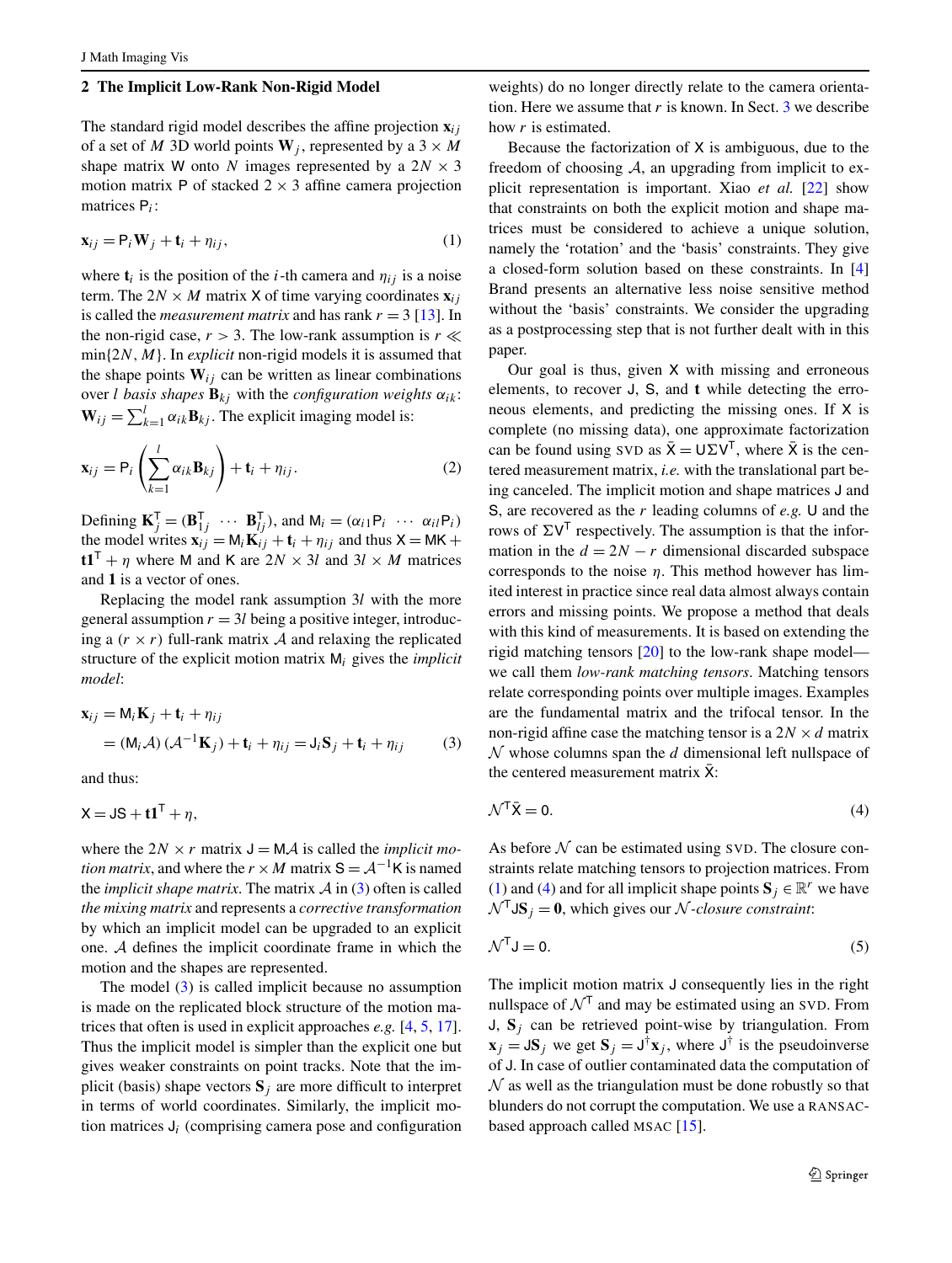## 2 The Implicit Low-Rank Non-Rigid Model

The standard rigid model describes the affine projection $\mathbf{x}_{ij}$ of a set of $M$ 3D world points $\mathbf{W}_j$, represented by a $3 \times M$ shape matrix $\mathsf{W}$ onto $N$ images represented by a $2N \times 3$ motion matrix $\mathsf{P}$ of stacked $2 \times 3$ affine camera projection matrices $\mathsf{P}_i$:

$$\mathbf{x}_{ij} = \mathsf{P}_i \mathbf{W}_j + \mathbf{t}_i + \eta_{ij}, \tag{1}$$

where $\mathbf{t}_i$ is the position of the $i$-th camera and $\eta_{ij}$ is a noise term. The $2N \times M$ matrix $\mathsf{X}$ of time varying coordinates $\mathbf{x}_{ij}$ is called the *measurement matrix* and has rank $r = 3$ [13]. In the non-rigid case, $r > 3$. The low-rank assumption is $r \ll \min\{2N, M\}$. In *explicit* non-rigid models it is assumed that the shape points $\mathbf{W}_{ij}$ can be written as linear combinations over $l$ *basis shapes* $\mathbf{B}_{kj}$ with the *configuration weights* $\alpha_{ik}$: $\mathbf{W}_{ij} = \sum_{k=1}^{l} \alpha_{ik} \mathbf{B}_{kj}$. The explicit imaging model is:

$$\mathbf{x}_{ij} = \mathsf{P}_i \left( \sum_{k=1}^{l} \alpha_{ik} \mathbf{B}_{kj} \right) + \mathbf{t}_i + \eta_{ij}. \tag{2}$$

Defining $\mathbf{K}_j^{\mathsf{T}} = (\mathbf{B}_{1j}^{\mathsf{T}} \;\cdots\; \mathbf{B}_{lj}^{\mathsf{T}})$, and $\mathsf{M}_i = (\alpha_{i1}\mathsf{P}_i \;\cdots\; \alpha_{il}\mathsf{P}_i)$ the model writes $\mathbf{x}_{ij} = \mathsf{M}_i \mathbf{K}_{ij} + \mathbf{t}_i + \eta_{ij}$ and thus $\mathsf{X} = \mathsf{M}\mathsf{K} + \mathbf{t}\mathbf{1}^{\mathsf{T}} + \eta$ where $\mathsf{M}$ and $\mathsf{K}$ are $2N \times 3l$ and $3l \times M$ matrices and $\mathbf{1}$ is a vector of ones.

Replacing the model rank assumption $3l$ with the more general assumption $r = 3l$ being a positive integer, introducing a $(r \times r)$ full-rank matrix $\mathcal{A}$ and relaxing the replicated structure of the explicit motion matrix $\mathsf{M}_i$ gives the *implicit model*:

$$\begin{aligned} \mathbf{x}_{ij} &= \mathsf{M}_i \mathbf{K}_j + \mathbf{t}_i + \eta_{ij} \\ &= (\mathsf{M}_i \mathcal{A})\,(\mathcal{A}^{-1}\mathbf{K}_j) + \mathbf{t}_i + \eta_{ij} = \mathsf{J}_i \mathbf{S}_j + \mathbf{t}_i + \eta_{ij} \end{aligned} \tag{3}$$

and thus:

$$\mathsf{X} = \mathsf{J}\mathsf{S} + \mathbf{t}\mathbf{1}^{\mathsf{T}} + \eta,$$

where the $2N \times r$ matrix $\mathsf{J} = \mathsf{M}\mathcal{A}$ is called the *implicit motion matrix*, and where the $r \times M$ matrix $\mathsf{S} = \mathcal{A}^{-1}\mathsf{K}$ is named the *implicit shape matrix*. The matrix $\mathcal{A}$ in (3) often is called *the mixing matrix* and represents a *corrective transformation* by which an implicit model can be upgraded to an explicit one. $\mathcal{A}$ defines the implicit coordinate frame in which the motion and the shapes are represented.

The model (3) is called implicit because no assumption is made on the replicated block structure of the motion matrices that often is used in explicit approaches *e.g.* [4, 5, 17]. Thus the implicit model is simpler than the explicit one but gives weaker constraints on point tracks. Note that the implicit (basis) shape vectors $\mathbf{S}_j$ are more difficult to interpret in terms of world coordinates. Similarly, the implicit motion matrices $\mathsf{J}_i$ (comprising camera pose and configuration weights) do no longer directly relate to the camera orientation. Here we assume that $r$ is known. In Sect. 3 we describe how $r$ is estimated.

Because the factorization of $\mathsf{X}$ is ambiguous, due to the freedom of choosing $\mathcal{A}$, an upgrading from implicit to explicit representation is important. Xiao *et al.* [22] show that constraints on both the explicit motion and shape matrices must be considered to achieve a unique solution, namely the 'rotation' and the 'basis' constraints. They give a closed-form solution based on these constraints. In [4] Brand presents an alternative less noise sensitive method without the 'basis' constraints. We consider the upgrading as a postprocessing step that is not further dealt with in this paper.

Our goal is thus, given $\mathsf{X}$ with missing and erroneous elements, to recover $\mathsf{J}$, $\mathsf{S}$, and $\mathbf{t}$ while detecting the erroneous elements, and predicting the missing ones. If $\mathsf{X}$ is complete (no missing data), one approximate factorization can be found using SVD as $\bar{\mathsf{X}} = \mathsf{U}\Sigma\mathsf{V}^{\mathsf{T}}$, where $\bar{\mathsf{X}}$ is the centered measurement matrix, *i.e.* with the translational part being canceled. The implicit motion and shape matrices $\mathsf{J}$ and $\mathsf{S}$, are recovered as the $r$ leading columns of *e.g.* $\mathsf{U}$ and the rows of $\Sigma\mathsf{V}^{\mathsf{T}}$ respectively. The assumption is that the information in the $d = 2N - r$ dimensional discarded subspace corresponds to the noise $\eta$. This method however has limited interest in practice since real data almost always contain errors and missing points. We propose a method that deals with this kind of measurements. It is based on extending the rigid matching tensors [20] to the low-rank shape model—we call them *low-rank matching tensors*. Matching tensors relate corresponding points over multiple images. Examples are the fundamental matrix and the trifocal tensor. In the non-rigid affine case the matching tensor is a $2N \times d$ matrix $\mathcal{N}$ whose columns span the $d$ dimensional left nullspace of the centered measurement matrix $\bar{\mathsf{X}}$:

$$\mathcal{N}^{\mathsf{T}}\bar{\mathsf{X}} = 0. \tag{4}$$

As before $\mathcal{N}$ can be estimated using SVD. The closure constraints relate matching tensors to projection matrices. From (1) and (4) and for all implicit shape points $\mathbf{S}_j \in \mathbb{R}^r$ we have $\mathcal{N}^{\mathsf{T}}\mathsf{J}\mathbf{S}_j = \mathbf{0}$, which gives our $\mathcal{N}$*-closure constraint*:

$$\mathcal{N}^{\mathsf{T}}\mathsf{J} = 0. \tag{5}$$

The implicit motion matrix $\mathsf{J}$ consequently lies in the right nullspace of $\mathcal{N}^{\mathsf{T}}$ and may be estimated using an SVD. From $\mathsf{J}$, $\mathbf{S}_j$ can be retrieved point-wise by triangulation. From $\mathbf{x}_j = \mathsf{J}\mathbf{S}_j$ we get $\mathbf{S}_j = \mathsf{J}^{\dagger}\mathbf{x}_j$, where $\mathsf{J}^{\dagger}$ is the pseudoinverse of $\mathsf{J}$. In case of outlier contaminated data the computation of $\mathcal{N}$ as well as the triangulation must be done robustly so that blunders do not corrupt the computation. We use a RANSAC-based approach called MSAC [15].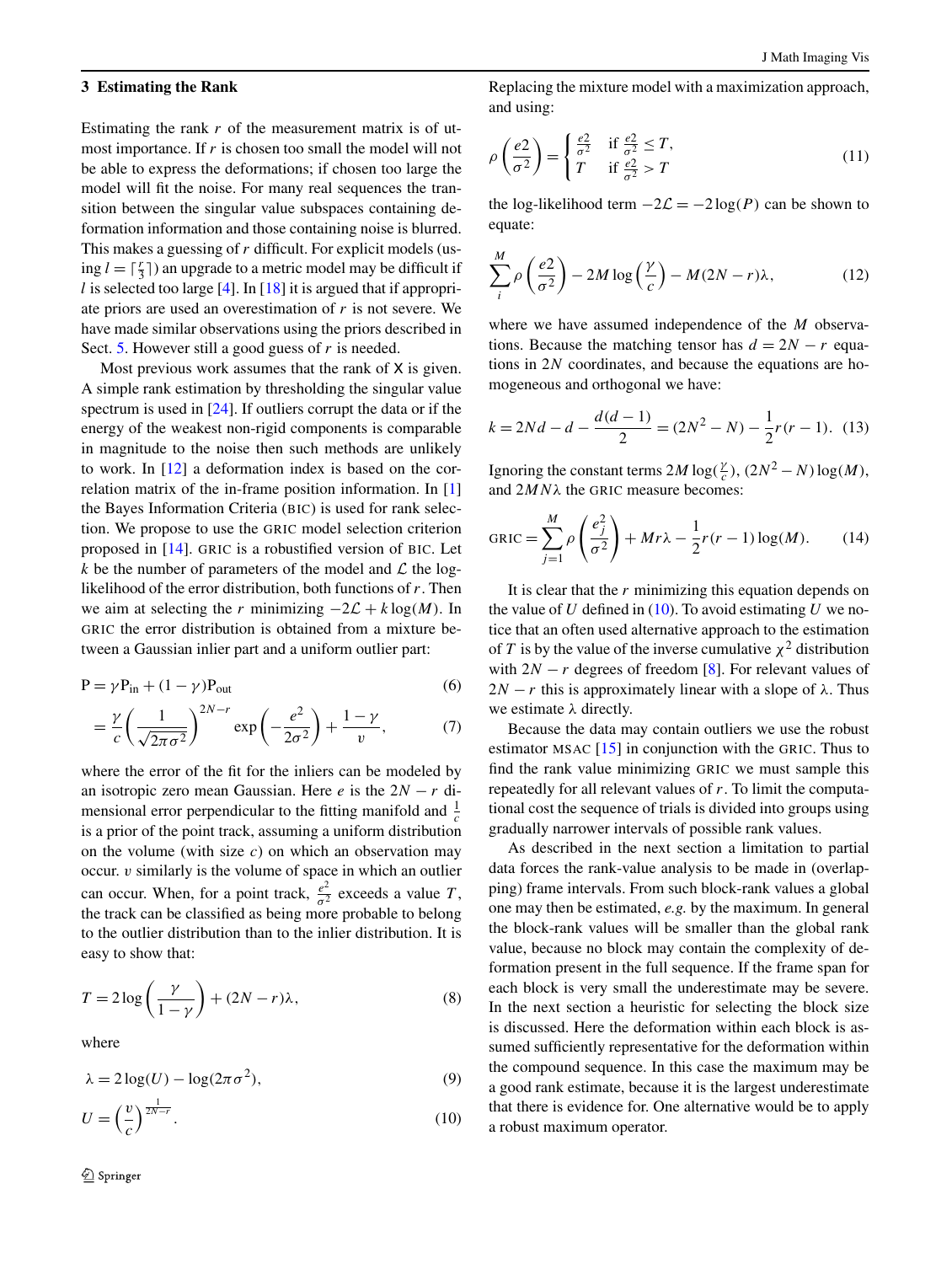## 3 Estimating the Rank

Estimating the rank $r$ of the measurement matrix is of utmost importance. If $r$ is chosen too small the model will not be able to express the deformations; if chosen too large the model will fit the noise. For many real sequences the transition between the singular value subspaces containing deformation information and those containing noise is blurred. This makes a guessing of $r$ difficult. For explicit models (using $l = \lceil \frac{r}{3} \rceil$) an upgrade to a metric model may be difficult if $l$ is selected too large [4]. In [18] it is argued that if appropriate priors are used an overestimation of $r$ is not severe. We have made similar observations using the priors described in Sect. 5. However still a good guess of $r$ is needed.

Most previous work assumes that the rank of $\mathsf{X}$ is given. A simple rank estimation by thresholding the singular value spectrum is used in [24]. If outliers corrupt the data or if the energy of the weakest non-rigid components is comparable in magnitude to the noise then such methods are unlikely to work. In [12] a deformation index is based on the correlation matrix of the in-frame position information. In [1] the Bayes Information Criteria (BIC) is used for rank selection. We propose to use the GRIC model selection criterion proposed in [14]. GRIC is a robustified version of BIC. Let $k$ be the number of parameters of the model and $\mathcal{L}$ the log-likelihood of the error distribution, both functions of $r$. Then we aim at selecting the $r$ minimizing $-2\mathcal{L} + k\log(M)$. In GRIC the error distribution is obtained from a mixture between a Gaussian inlier part and a uniform outlier part:

$$\mathrm{P} = \gamma \mathrm{P}_{\mathrm{in}} + (1-\gamma)\mathrm{P}_{\mathrm{out}} \tag{6}$$

$$= \frac{\gamma}{c}\left(\frac{1}{\sqrt{2\pi\sigma^2}}\right)^{2N-r} \exp\left(-\frac{e^2}{2\sigma^2}\right) + \frac{1-\gamma}{v}, \tag{7}$$

where the error of the fit for the inliers can be modeled by an isotropic zero mean Gaussian. Here $e$ is the $2N-r$ dimensional error perpendicular to the fitting manifold and $\frac{1}{c}$ is a prior of the point track, assuming a uniform distribution on the volume (with size $c$) on which an observation may occur. $v$ similarly is the volume of space in which an outlier can occur. When, for a point track, $\frac{e^2}{\sigma^2}$ exceeds a value $T$, the track can be classified as being more probable to belong to the outlier distribution than to the inlier distribution. It is easy to show that:

$$T = 2\log\left(\frac{\gamma}{1-\gamma}\right) + (2N-r)\lambda, \tag{8}$$

where

$$\lambda = 2\log(U) - \log(2\pi\sigma^2), \tag{9}$$

$$U = \left(\frac{v}{c}\right)^{\frac{1}{2N-r}}. \tag{10}$$

Replacing the mixture model with a maximization approach, and using:

$$\rho\left(\frac{e2}{\sigma^2}\right) = \begin{cases} \frac{e2}{\sigma^2} & \text{if } \frac{e2}{\sigma^2} \leq T, \\ T & \text{if } \frac{e2}{\sigma^2} > T \end{cases} \tag{11}$$

the log-likelihood term $-2\mathcal{L} = -2\log(P)$ can be shown to equate:

$$\sum_i^M \rho\left(\frac{e2}{\sigma^2}\right) - 2M\log\left(\frac{\gamma}{c}\right) - M(2N-r)\lambda, \tag{12}$$

where we have assumed independence of the $M$ observations. Because the matching tensor has $d = 2N-r$ equations in $2N$ coordinates, and because the equations are homogeneous and orthogonal we have:

$$k = 2Nd - d - \frac{d(d-1)}{2} = (2N^2 - N) - \frac{1}{2}r(r-1). \tag{13}$$

Ignoring the constant terms $2M\log(\frac{\gamma}{c})$, $(2N^2-N)\log(M)$, and $2MN\lambda$ the GRIC measure becomes:

$$\mathrm{GRIC} = \sum_{j=1}^M \rho\left(\frac{e_j^2}{\sigma^2}\right) + Mr\lambda - \frac{1}{2}r(r-1)\log(M). \tag{14}$$

It is clear that the $r$ minimizing this equation depends on the value of $U$ defined in (10). To avoid estimating $U$ we notice that an often used alternative approach to the estimation of $T$ is by the value of the inverse cumulative $\chi^2$ distribution with $2N-r$ degrees of freedom [8]. For relevant values of $2N-r$ this is approximately linear with a slope of $\lambda$. Thus we estimate $\lambda$ directly.

Because the data may contain outliers we use the robust estimator MSAC [15] in conjunction with the GRIC. Thus to find the rank value minimizing GRIC we must sample this repeatedly for all relevant values of $r$. To limit the computational cost the sequence of trials is divided into groups using gradually narrower intervals of possible rank values.

As described in the next section a limitation to partial data forces the rank-value analysis to be made in (overlapping) frame intervals. From such block-rank values a global one may then be estimated, *e.g.* by the maximum. In general the block-rank values will be smaller than the global rank value, because no block may contain the complexity of deformation present in the full sequence. If the frame span for each block is very small the underestimate may be severe. In the next section a heuristic for selecting the block size is discussed. Here the deformation within each block is assumed sufficiently representative for the deformation within the compound sequence. In this case the maximum may be a good rank estimate, because it is the largest underestimate that there is evidence for. One alternative would be to apply a robust maximum operator.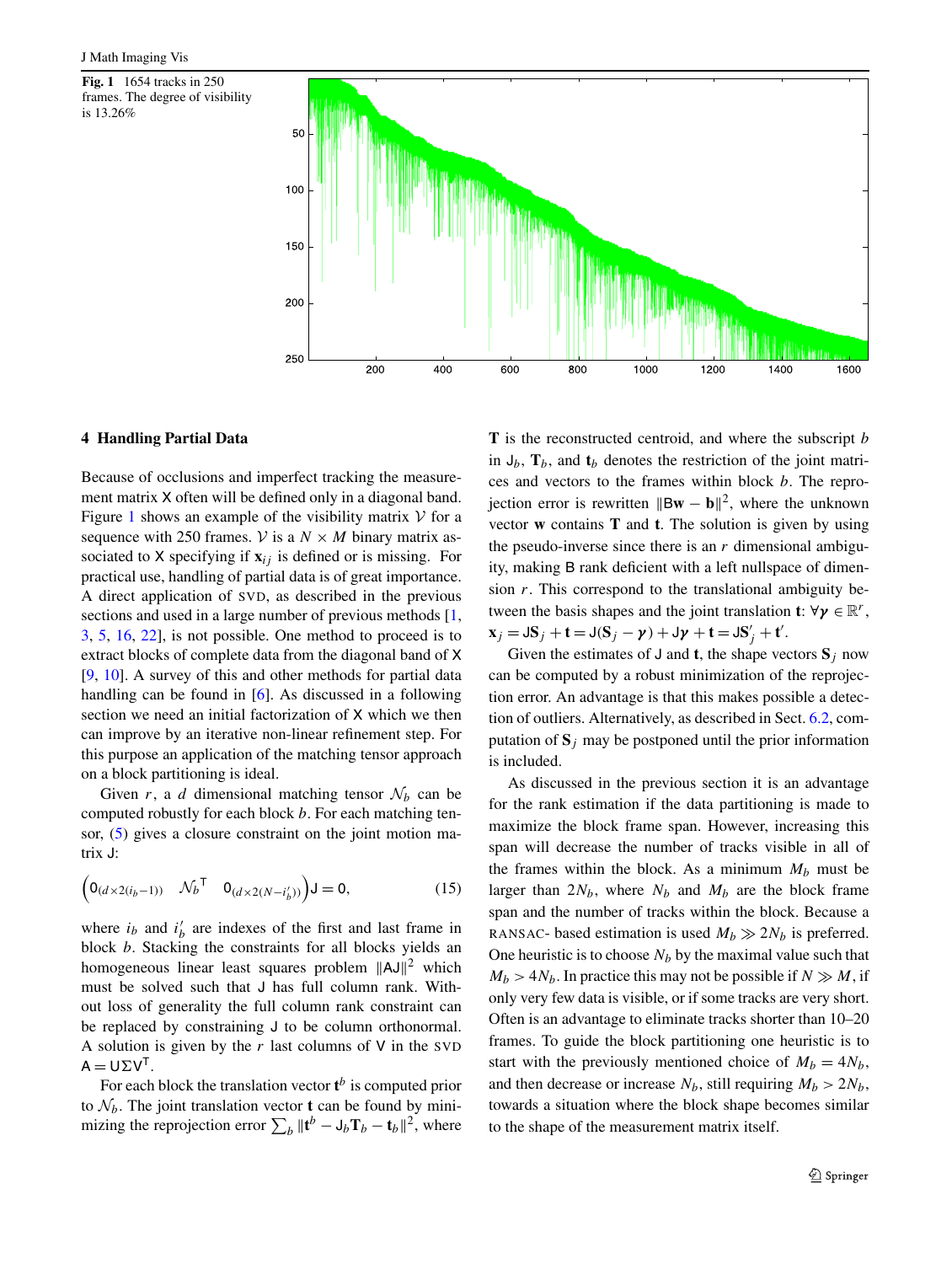**Fig. 1** 1654 tracks in 250 frames. The degree of visibility is 13.26%

## 4 Handling Partial Data

Because of occlusions and imperfect tracking the measurement matrix $\mathsf{X}$ often will be defined only in a diagonal band. Figure 1 shows an example of the visibility matrix $\mathcal{V}$ for a sequence with 250 frames. $\mathcal{V}$ is a $N \times M$ binary matrix associated to $\mathsf{X}$ specifying if $\mathbf{x}_{ij}$ is defined or is missing. For practical use, handling of partial data is of great importance. A direct application of SVD, as described in the previous sections and used in a large number of previous methods [1, 3, 5, 16, 22], is not possible. One method to proceed is to extract blocks of complete data from the diagonal band of $\mathsf{X}$ [9, 10]. A survey of this and other methods for partial data handling can be found in [6]. As discussed in a following section we need an initial factorization of $\mathsf{X}$ which we then can improve by an iterative non-linear refinement step. For this purpose an application of the matching tensor approach on a block partitioning is ideal.

Given $r$, a $d$ dimensional matching tensor $\mathcal{N}_b$ can be computed robustly for each block $b$. For each matching tensor, (5) gives a closure constraint on the joint motion matrix $\mathsf{J}$:

$$\begin{pmatrix} 0_{(d\times 2(i_b-1))} & \mathcal{N}_b{}^{\mathsf{T}} & 0_{(d\times 2(N-i'_b))} \end{pmatrix} \mathsf{J} = 0, \tag{15}$$

where $i_b$ and $i'_b$ are indexes of the first and last frame in block $b$. Stacking the constraints for all blocks yields an homogeneous linear least squares problem $\|\mathsf{AJ}\|^2$ which must be solved such that $\mathsf{J}$ has full column rank. Without loss of generality the full column rank constraint can be replaced by constraining $\mathsf{J}$ to be column orthonormal. A solution is given by the $r$ last columns of $\mathsf{V}$ in the SVD $\mathsf{A} = \mathsf{U}\Sigma\mathsf{V}^{\mathsf{T}}$.

For each block the translation vector $\mathbf{t}^b$ is computed prior to $\mathcal{N}_b$. The joint translation vector $\mathbf{t}$ can be found by minimizing the reprojection error $\sum_b \|\mathbf{t}^b - \mathsf{J}_b\mathbf{T}_b - \mathbf{t}_b\|^2$, where $\mathbf{T}$ is the reconstructed centroid, and where the subscript $b$ in $\mathsf{J}_b$, $\mathbf{T}_b$, and $\mathbf{t}_b$ denotes the restriction of the joint matrices and vectors to the frames within block $b$. The reprojection error is rewritten $\|\mathsf{B}\mathbf{w} - \mathbf{b}\|^2$, where the unknown vector $\mathbf{w}$ contains $\mathbf{T}$ and $\mathbf{t}$. The solution is given by using the pseudo-inverse since there is an $r$ dimensional ambiguity, making $\mathsf{B}$ rank deficient with a left nullspace of dimension $r$. This correspond to the translational ambiguity between the basis shapes and the joint translation $\mathbf{t}$: $\forall \boldsymbol{\gamma} \in \mathbb{R}^r$, $\mathbf{x}_j = \mathsf{J}\mathbf{S}_j + \mathbf{t} = \mathsf{J}(\mathbf{S}_j - \boldsymbol{\gamma}) + \mathsf{J}\boldsymbol{\gamma} + \mathbf{t} = \mathsf{J}\mathbf{S}'_j + \mathbf{t}'$.

Given the estimates of $\mathsf{J}$ and $\mathbf{t}$, the shape vectors $\mathbf{S}_j$ now can be computed by a robust minimization of the reprojection error. An advantage is that this makes possible a detection of outliers. Alternatively, as described in Sect. 6.2, computation of $\mathbf{S}_j$ may be postponed until the prior information is included.

As discussed in the previous section it is an advantage for the rank estimation if the data partitioning is made to maximize the block frame span. However, increasing this span will decrease the number of tracks visible in all of the frames within the block. As a minimum $M_b$ must be larger than $2N_b$, where $N_b$ and $M_b$ are the block frame span and the number of tracks within the block. Because a RANSAC- based estimation is used $M_b \gg 2N_b$ is preferred. One heuristic is to choose $N_b$ by the maximal value such that $M_b > 4N_b$. In practice this may not be possible if $N \gg M$, if only very few data is visible, or if some tracks are very short. Often is an advantage to eliminate tracks shorter than 10–20 frames. To guide the block partitioning one heuristic is to start with the previously mentioned choice of $M_b = 4N_b$, and then decrease or increase $N_b$, still requiring $M_b > 2N_b$, towards a situation where the block shape becomes similar to the shape of the measurement matrix itself.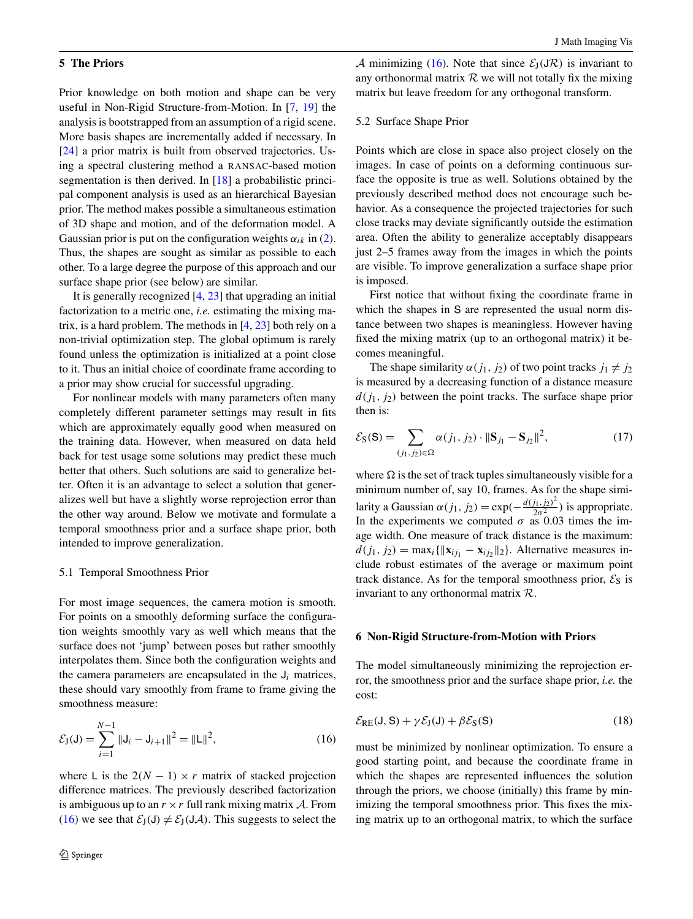## 5 The Priors

Prior knowledge on both motion and shape can be very useful in Non-Rigid Structure-from-Motion. In [7, 19] the analysis is bootstrapped from an assumption of a rigid scene. More basis shapes are incrementally added if necessary. In [24] a prior matrix is built from observed trajectories. Using a spectral clustering method a RANSAC-based motion segmentation is then derived. In [18] a probabilistic principal component analysis is used as an hierarchical Bayesian prior. The method makes possible a simultaneous estimation of 3D shape and motion, and of the deformation model. A Gaussian prior is put on the configuration weights $\alpha_{ik}$ in (2). Thus, the shapes are sought as similar as possible to each other. To a large degree the purpose of this approach and our surface shape prior (see below) are similar.

It is generally recognized [4, 23] that upgrading an initial factorization to a metric one, *i.e.* estimating the mixing matrix, is a hard problem. The methods in [4, 23] both rely on a non-trivial optimization step. The global optimum is rarely found unless the optimization is initialized at a point close to it. Thus an initial choice of coordinate frame according to a prior may show crucial for successful upgrading.

For nonlinear models with many parameters often many completely different parameter settings may result in fits which are approximately equally good when measured on the training data. However, when measured on data held back for test usage some solutions may predict these much better that others. Such solutions are said to generalize better. Often it is an advantage to select a solution that generalizes well but have a slightly worse reprojection error than the other way around. Below we motivate and formulate a temporal smoothness prior and a surface shape prior, both intended to improve generalization.

### 5.1 Temporal Smoothness Prior

For most image sequences, the camera motion is smooth. For points on a smoothly deforming surface the configuration weights smoothly vary as well which means that the surface does not 'jump' between poses but rather smoothly interpolates them. Since both the configuration weights and the camera parameters are encapsulated in the $\mathsf{J}_i$ matrices, these should vary smoothly from frame to frame giving the smoothness measure:

$$\mathcal{E}_{\mathrm{J}}(\mathsf{J}) = \sum_{i=1}^{N-1} \|\mathsf{J}_i - \mathsf{J}_{i+1}\|^2 = \|\mathsf{L}\|^2, \tag{16}$$

where $\mathsf{L}$ is the $2(N-1) \times r$ matrix of stacked projection difference matrices. The previously described factorization is ambiguous up to an $r \times r$ full rank mixing matrix $\mathcal{A}$. From (16) we see that $\mathcal{E}_{\mathrm{J}}(\mathsf{J}) \neq \mathcal{E}_{\mathrm{J}}(\mathsf{J}\mathcal{A})$. This suggests to select the $\mathcal{A}$ minimizing (16). Note that since $\mathcal{E}_{\mathrm{J}}(\mathsf{J}\mathcal{R})$ is invariant to any orthonormal matrix $\mathcal{R}$ we will not totally fix the mixing matrix but leave freedom for any orthogonal transform.

### 5.2 Surface Shape Prior

Points which are close in space also project closely on the images. In case of points on a deforming continuous surface the opposite is true as well. Solutions obtained by the previously described method does not encourage such behavior. As a consequence the projected trajectories for such close tracks may deviate significantly outside the estimation area. Often the ability to generalize acceptably disappears just 2–5 frames away from the images in which the points are visible. To improve generalization a surface shape prior is imposed.

First notice that without fixing the coordinate frame in which the shapes in $\mathsf{S}$ are represented the usual norm distance between two shapes is meaningless. However having fixed the mixing matrix (up to an orthogonal matrix) it becomes meaningful.

The shape similarity $\alpha(j_1, j_2)$ of two point tracks $j_1 \neq j_2$ is measured by a decreasing function of a distance measure $d(j_1, j_2)$ between the point tracks. The surface shape prior then is:

$$\mathcal{E}_{\mathrm{S}}(\mathsf{S}) = \sum_{(j_1, j_2) \in \Omega} \alpha(j_1, j_2) \cdot \|\mathbf{S}_{j_1} - \mathbf{S}_{j_2}\|^2, \tag{17}$$

where $\Omega$ is the set of track tuples simultaneously visible for a minimum number of, say 10, frames. As for the shape similarity a Gaussian $\alpha(j_1, j_2) = \exp(-\frac{d(j_1, j_2)^2}{2\sigma^2})$ is appropriate. In the experiments we computed $\sigma$ as 0.03 times the image width. One measure of track distance is the maximum: $d(j_1, j_2) = \max_i\{\|\mathbf{x}_{ij_1} - \mathbf{x}_{ij_2}\|_2\}$. Alternative measures include robust estimates of the average or maximum point track distance. As for the temporal smoothness prior, $\mathcal{E}_{\mathrm{S}}$ is invariant to any orthonormal matrix $\mathcal{R}$.

## 6 Non-Rigid Structure-from-Motion with Priors

The model simultaneously minimizing the reprojection error, the smoothness prior and the surface shape prior, *i.e.* the cost:

$$\mathcal{E}_{\mathrm{RE}}(\mathsf{J}, \mathsf{S}) + \gamma \mathcal{E}_{\mathrm{J}}(\mathsf{J}) + \beta \mathcal{E}_{\mathrm{S}}(\mathsf{S}) \tag{18}$$

must be minimized by nonlinear optimization. To ensure a good starting point, and because the coordinate frame in which the shapes are represented influences the solution through the priors, we choose (initially) this frame by minimizing the temporal smoothness prior. This fixes the mixing matrix up to an orthogonal matrix, to which the surface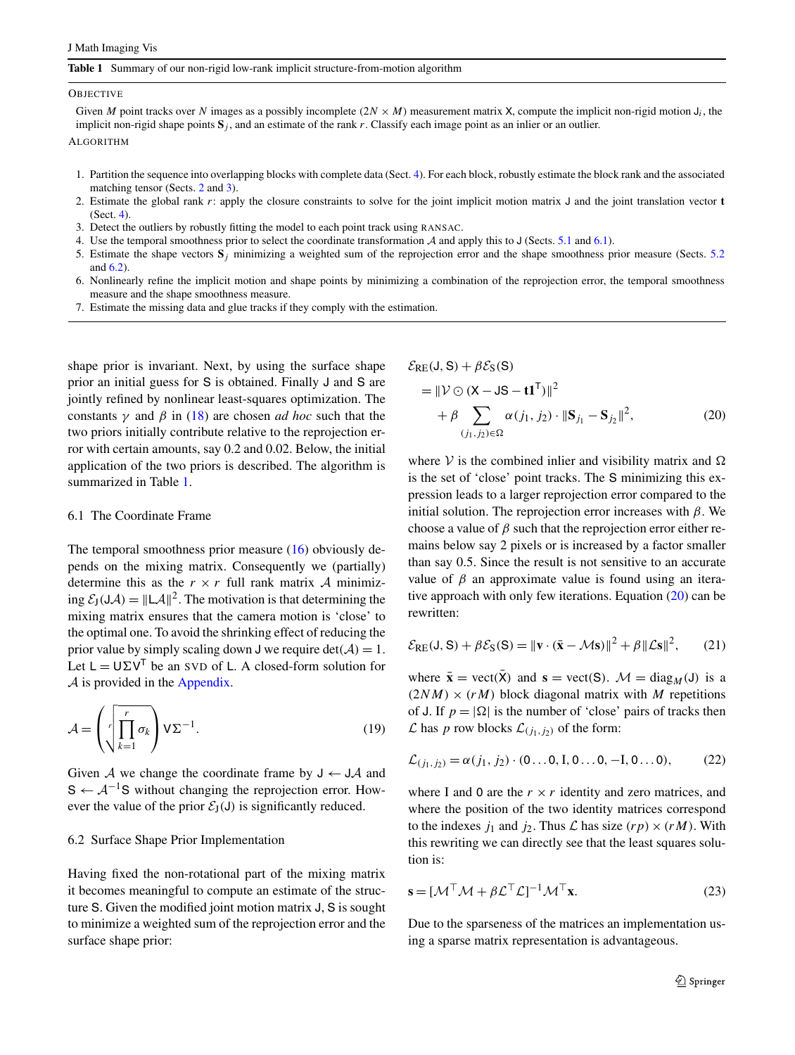**Table 1** Summary of our non-rigid low-rank implicit structure-from-motion algorithm

OBJECTIVE

Given $M$ point tracks over $N$ images as a possibly incomplete ($2N \times M$) measurement matrix $\mathsf{X}$, compute the implicit non-rigid motion $\mathsf{J}_i$, the implicit non-rigid shape points $\mathbf{S}_j$, and an estimate of the rank $r$. Classify each image point as an inlier or an outlier.

ALGORITHM

1. Partition the sequence into overlapping blocks with complete data (Sect. 4). For each block, robustly estimate the block rank and the associated matching tensor (Sects. 2 and 3).
2. Estimate the global rank $r$: apply the closure constraints to solve for the joint implicit motion matrix $\mathsf{J}$ and the joint translation vector $\mathbf{t}$ (Sect. 4).
3. Detect the outliers by robustly fitting the model to each point track using RANSAC.
4. Use the temporal smoothness prior to select the coordinate transformation $\mathcal{A}$ and apply this to $\mathsf{J}$ (Sects. 5.1 and 6.1).
5. Estimate the shape vectors $\mathbf{S}_j$ minimizing a weighted sum of the reprojection error and the shape smoothness prior measure (Sects. 5.2 and 6.2).
6. Nonlinearly refine the implicit motion and shape points by minimizing a combination of the reprojection error, the temporal smoothness measure and the shape smoothness measure.
7. Estimate the missing data and glue tracks if they comply with the estimation.

shape prior is invariant. Next, by using the surface shape prior an initial guess for $\mathsf{S}$ is obtained. Finally $\mathsf{J}$ and $\mathsf{S}$ are jointly refined by nonlinear least-squares optimization. The constants $\gamma$ and $\beta$ in (18) are chosen *ad hoc* such that the two priors initially contribute relative to the reprojection error with certain amounts, say 0.2 and 0.02. Below, the initial application of the two priors is described. The algorithm is summarized in Table 1.

### 6.1 The Coordinate Frame

The temporal smoothness prior measure (16) obviously depends on the mixing matrix. Consequently we (partially) determine this as the $r \times r$ full rank matrix $\mathcal{A}$ minimizing $\mathcal{E}_\mathsf{J}(\mathsf{J}\mathcal{A}) = \|\mathsf{L}\mathcal{A}\|^2$. The motivation is that determining the mixing matrix ensures that the camera motion is 'close' to the optimal one. To avoid the shrinking effect of reducing the prior value by simply scaling down $\mathsf{J}$ we require $\det(\mathcal{A}) = 1$. Let $\mathsf{L} = \mathsf{U}\Sigma\mathsf{V}^\mathsf{T}$ be an SVD of $\mathsf{L}$. A closed-form solution for $\mathcal{A}$ is provided in the Appendix.

$$\mathcal{A} = \left(\sqrt[r]{\prod_{k=1}^{r} \sigma_k}\right) \mathsf{V}\Sigma^{-1}. \tag{19}$$

Given $\mathcal{A}$ we change the coordinate frame by $\mathsf{J} \leftarrow \mathsf{J}\mathcal{A}$ and $\mathsf{S} \leftarrow \mathcal{A}^{-1}\mathsf{S}$ without changing the reprojection error. However the value of the prior $\mathcal{E}_\mathsf{J}(\mathsf{J})$ is significantly reduced.

### 6.2 Surface Shape Prior Implementation

Having fixed the non-rotational part of the mixing matrix it becomes meaningful to compute an estimate of the structure $\mathsf{S}$. Given the modified joint motion matrix $\mathsf{J}$, $\mathsf{S}$ is sought to minimize a weighted sum of the reprojection error and the surface shape prior:

$$\begin{aligned}
&\mathcal{E}_{\mathrm{RE}}(\mathsf{J}, \mathsf{S}) + \beta\mathcal{E}_\mathsf{S}(\mathsf{S}) \\
&\quad = \|\mathcal{V} \odot (\mathsf{X} - \mathsf{J}\mathsf{S} - \mathbf{t}\mathbf{1}^\mathsf{T})\|^2 \\
&\qquad + \beta \sum_{(j_1, j_2)\in\Omega} \alpha(j_1, j_2) \cdot \|\mathbf{S}_{j_1} - \mathbf{S}_{j_2}\|^2,
\end{aligned} \tag{20}$$

where $\mathcal{V}$ is the combined inlier and visibility matrix and $\Omega$ is the set of 'close' point tracks. The $\mathsf{S}$ minimizing this expression leads to a larger reprojection error compared to the initial solution. The reprojection error increases with $\beta$. We choose a value of $\beta$ such that the reprojection error either remains below say 2 pixels or is increased by a factor smaller than say 0.5. Since the result is not sensitive to an accurate value of $\beta$ an approximate value is found using an iterative approach with only few iterations. Equation (20) can be rewritten:

$$\mathcal{E}_{\mathrm{RE}}(\mathsf{J}, \mathsf{S}) + \beta\mathcal{E}_\mathsf{S}(\mathsf{S}) = \|\mathbf{v} \cdot (\bar{\mathbf{x}} - \mathcal{M}\mathbf{s})\|^2 + \beta\|\mathcal{L}\mathbf{s}\|^2, \tag{21}$$

where $\bar{\mathbf{x}} = \mathrm{vect}(\bar{\mathsf{X}})$ and $\mathbf{s} = \mathrm{vect}(\mathsf{S})$. $\mathcal{M} = \mathrm{diag}_M(\mathsf{J})$ is a $(2NM) \times (rM)$ block diagonal matrix with $M$ repetitions of $\mathsf{J}$. If $p = |\Omega|$ is the number of 'close' pairs of tracks then $\mathcal{L}$ has $p$ row blocks $\mathcal{L}_{(j_1, j_2)}$ of the form:

$$\mathcal{L}_{(j_1, j_2)} = \alpha(j_1, j_2) \cdot (\mathsf{0} \ldots \mathsf{0}, \mathsf{I}, \mathsf{0} \ldots \mathsf{0}, -\mathsf{I}, \mathsf{0} \ldots \mathsf{0}), \tag{22}$$

where $\mathsf{I}$ and $\mathsf{0}$ are the $r \times r$ identity and zero matrices, and where the position of the two identity matrices correspond to the indexes $j_1$ and $j_2$. Thus $\mathcal{L}$ has size $(rp) \times (rM)$. With this rewriting we can directly see that the least squares solution is:

$$\mathbf{s} = [\mathcal{M}^\top\mathcal{M} + \beta\mathcal{L}^\top\mathcal{L}]^{-1}\mathcal{M}^\top\mathbf{x}. \tag{23}$$

Due to the sparseness of the matrices an implementation using a sparse matrix representation is advantageous.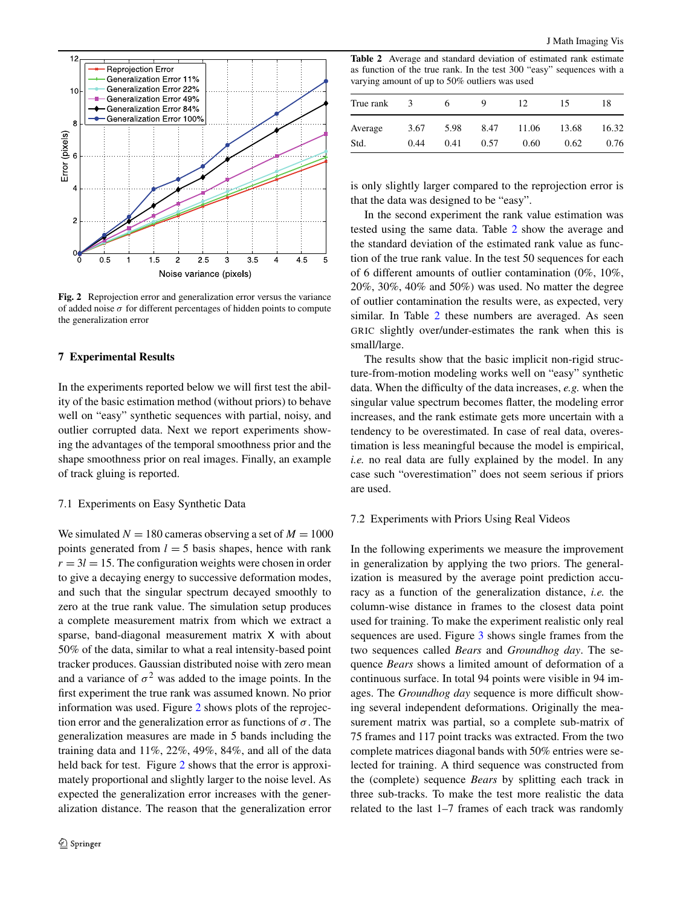Fig. 2 Reprojection error and generalization error versus the variance of added noise $\sigma$ for different percentages of hidden points to compute the generalization error

## 7 Experimental Results

In the experiments reported below we will first test the ability of the basic estimation method (without priors) to behave well on "easy" synthetic sequences with partial, noisy, and outlier corrupted data. Next we report experiments showing the advantages of the temporal smoothness prior and the shape smoothness prior on real images. Finally, an example of track gluing is reported.

### 7.1 Experiments on Easy Synthetic Data

We simulated $N = 180$ cameras observing a set of $M = 1000$ points generated from $l = 5$ basis shapes, hence with rank $r = 3l = 15$. The configuration weights were chosen in order to give a decaying energy to successive deformation modes, and such that the singular spectrum decayed smoothly to zero at the true rank value. The simulation setup produces a complete measurement matrix from which we extract a sparse, band-diagonal measurement matrix $\mathsf{X}$ with about 50% of the data, similar to what a real intensity-based point tracker produces. Gaussian distributed noise with zero mean and a variance of $\sigma^2$ was added to the image points. In the first experiment the true rank was assumed known. No prior information was used. Figure 2 shows plots of the reprojection error and the generalization error as functions of $\sigma$. The generalization measures are made in 5 bands including the training data and 11%, 22%, 49%, 84%, and all of the data held back for test. Figure 2 shows that the error is approximately proportional and slightly larger to the noise level. As expected the generalization error increases with the generalization distance. The reason that the generalization error is only slightly larger compared to the reprojection error is that the data was designed to be "easy".

Table 2 Average and standard deviation of estimated rank estimate as function of the true rank. In the test 300 "easy" sequences with a varying amount of up to 50% outliers was used

| True rank | 3 | 6 | 9 | 12 | 15 | 18 |
|---|---|---|---|---|---|---|
| Average | 3.67 | 5.98 | 8.47 | 11.06 | 13.68 | 16.32 |
| Std. | 0.44 | 0.41 | 0.57 | 0.60 | 0.62 | 0.76 |

In the second experiment the rank value estimation was tested using the same data. Table 2 show the average and the standard deviation of the estimated rank value as function of the true rank value. In the test 50 sequences for each of 6 different amounts of outlier contamination (0%, 10%, 20%, 30%, 40% and 50%) was used. No matter the degree of outlier contamination the results were, as expected, very similar. In Table 2 these numbers are averaged. As seen GRIC slightly over/under-estimates the rank when this is small/large.

The results show that the basic implicit non-rigid structure-from-motion modeling works well on "easy" synthetic data. When the difficulty of the data increases, *e.g.* when the singular value spectrum becomes flatter, the modeling error increases, and the rank estimate gets more uncertain with a tendency to be overestimated. In case of real data, overestimation is less meaningful because the model is empirical, *i.e.* no real data are fully explained by the model. In any case such "overestimation" does not seem serious if priors are used.

### 7.2 Experiments with Priors Using Real Videos

In the following experiments we measure the improvement in generalization by applying the two priors. The generalization is measured by the average point prediction accuracy as a function of the generalization distance, *i.e.* the column-wise distance in frames to the closest data point used for training. To make the experiment realistic only real sequences are used. Figure 3 shows single frames from the two sequences called *Bears* and *Groundhog day*. The sequence *Bears* shows a limited amount of deformation of a continuous surface. In total 94 points were visible in 94 images. The *Groundhog day* sequence is more difficult showing several independent deformations. Originally the measurement matrix was partial, so a complete sub-matrix of 75 frames and 117 point tracks was extracted. From the two complete matrices diagonal bands with 50% entries were selected for training. A third sequence was constructed from the (complete) sequence *Bears* by splitting each track in three sub-tracks. To make the test more realistic the data related to the last 1–7 frames of each track was randomly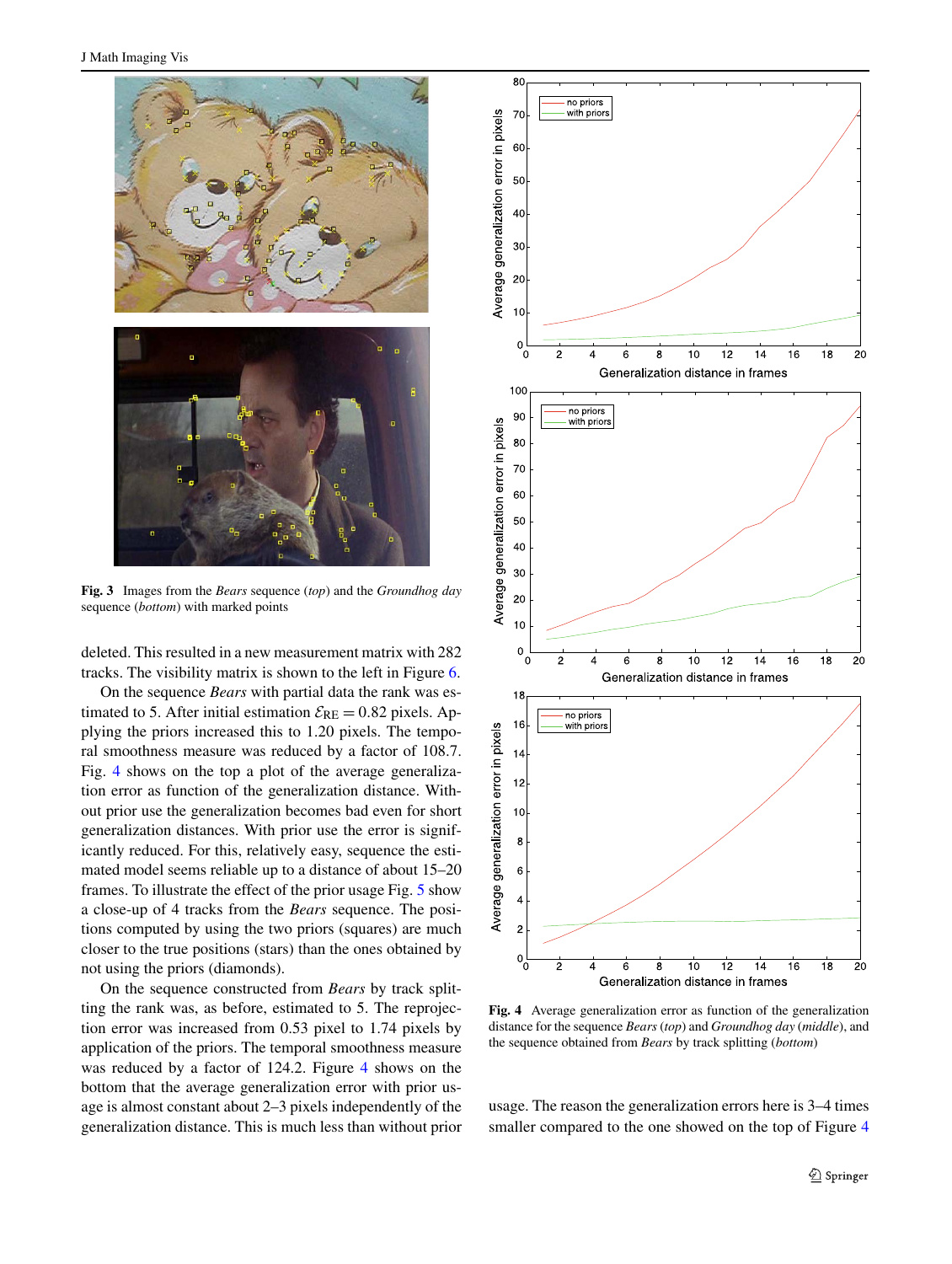**Fig. 3** Images from the *Bears* sequence (*top*) and the *Groundhog day* sequence (*bottom*) with marked points

deleted. This resulted in a new measurement matrix with 282 tracks. The visibility matrix is shown to the left in Figure 6.

On the sequence *Bears* with partial data the rank was estimated to 5. After initial estimation $\mathcal{E}_{\text{RE}} = 0.82$ pixels. Applying the priors increased this to 1.20 pixels. The temporal smoothness measure was reduced by a factor of 108.7. Fig. 4 shows on the top a plot of the average generalization error as function of the generalization distance. Without prior use the generalization becomes bad even for short generalization distances. With prior use the error is significantly reduced. For this, relatively easy, sequence the estimated model seems reliable up to a distance of about 15–20 frames. To illustrate the effect of the prior usage Fig. 5 show a close-up of 4 tracks from the *Bears* sequence. The positions computed by using the two priors (squares) are much closer to the true positions (stars) than the ones obtained by not using the priors (diamonds).

On the sequence constructed from *Bears* by track splitting the rank was, as before, estimated to 5. The reprojection error was increased from 0.53 pixel to 1.74 pixels by application of the priors. The temporal smoothness measure was reduced by a factor of 124.2. Figure 4 shows on the bottom that the average generalization error with prior usage is almost constant about 2–3 pixels independently of the generalization distance. This is much less than without prior

**Fig. 4** Average generalization error as function of the generalization distance for the sequence *Bears* (*top*) and *Groundhog day* (*middle*), and the sequence obtained from *Bears* by track splitting (*bottom*)

usage. The reason the generalization errors here is 3–4 times smaller compared to the one showed on the top of Figure 4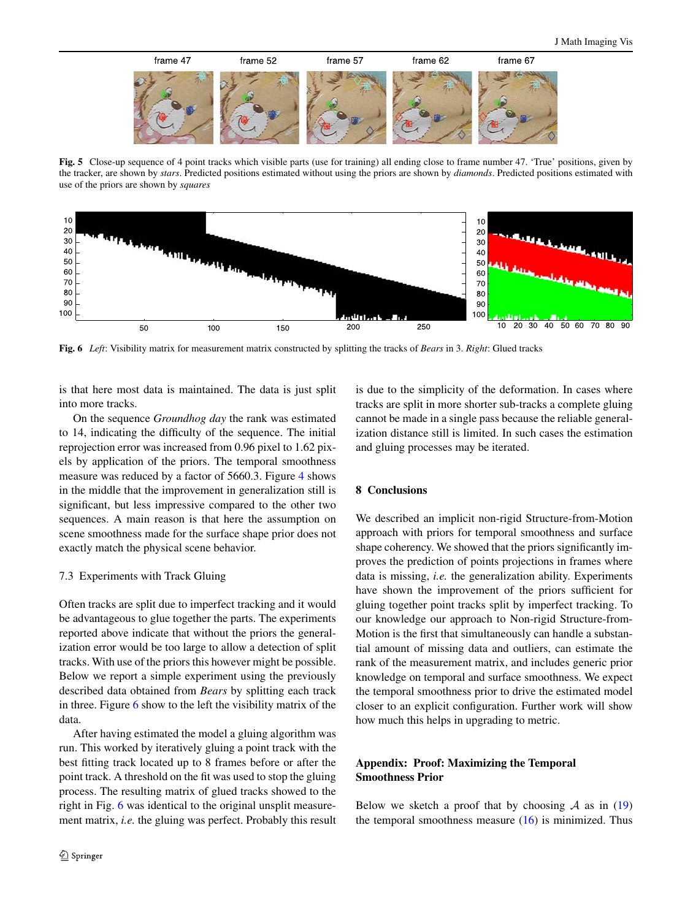frame 47
frame 52
frame 57
frame 62
frame 67

**Fig. 5** Close-up sequence of 4 point tracks which visible parts (use for training) all ending close to frame number 47. 'True' positions, given by the tracker, are shown by *stars*. Predicted positions estimated without using the priors are shown by *diamonds*. Predicted positions estimated with use of the priors are shown by *squares*

10
20
30
40
50
60
70
80
90
100
50
100
150
200
250

10
20
30
40
50
60
70
80
90
100
10 20 30 40 50 60 70 80 90

**Fig. 6** *Left*: Visibility matrix for measurement matrix constructed by splitting the tracks of *Bears* in 3. *Right*: Glued tracks

is that here most data is maintained. The data is just split into more tracks.

On the sequence *Groundhog day* the rank was estimated to 14, indicating the difficulty of the sequence. The initial reprojection error was increased from 0.96 pixel to 1.62 pixels by application of the priors. The temporal smoothness measure was reduced by a factor of 5660.3. Figure 4 shows in the middle that the improvement in generalization still is significant, but less impressive compared to the other two sequences. A main reason is that here the assumption on scene smoothness made for the surface shape prior does not exactly match the physical scene behavior.

### 7.3 Experiments with Track Gluing

Often tracks are split due to imperfect tracking and it would be advantageous to glue together the parts. The experiments reported above indicate that without the priors the generalization error would be too large to allow a detection of split tracks. With use of the priors this however might be possible. Below we report a simple experiment using the previously described data obtained from *Bears* by splitting each track in three. Figure 6 show to the left the visibility matrix of the data.

After having estimated the model a gluing algorithm was run. This worked by iteratively gluing a point track with the best fitting track located up to 8 frames before or after the point track. A threshold on the fit was used to stop the gluing process. The resulting matrix of glued tracks showed to the right in Fig. 6 was identical to the original unsplit measurement matrix, *i.e.* the gluing was perfect. Probably this result is due to the simplicity of the deformation. In cases where tracks are split in more shorter sub-tracks a complete gluing cannot be made in a single pass because the reliable generalization distance still is limited. In such cases the estimation and gluing processes may be iterated.

## 8 Conclusions

We described an implicit non-rigid Structure-from-Motion approach with priors for temporal smoothness and surface shape coherency. We showed that the priors significantly improves the prediction of points projections in frames where data is missing, *i.e.* the generalization ability. Experiments have shown the improvement of the priors sufficient for gluing together point tracks split by imperfect tracking. To our knowledge our approach to Non-rigid Structure-from-Motion is the first that simultaneously can handle a substantial amount of missing data and outliers, can estimate the rank of the measurement matrix, and includes generic prior knowledge on temporal and surface smoothness. We expect the temporal smoothness prior to drive the estimated model closer to an explicit configuration. Further work will show how much this helps in upgrading to metric.

## Appendix: Proof: Maximizing the Temporal Smoothness Prior

Below we sketch a proof that by choosing $\mathcal{A}$ as in (19) the temporal smoothness measure (16) is minimized. Thus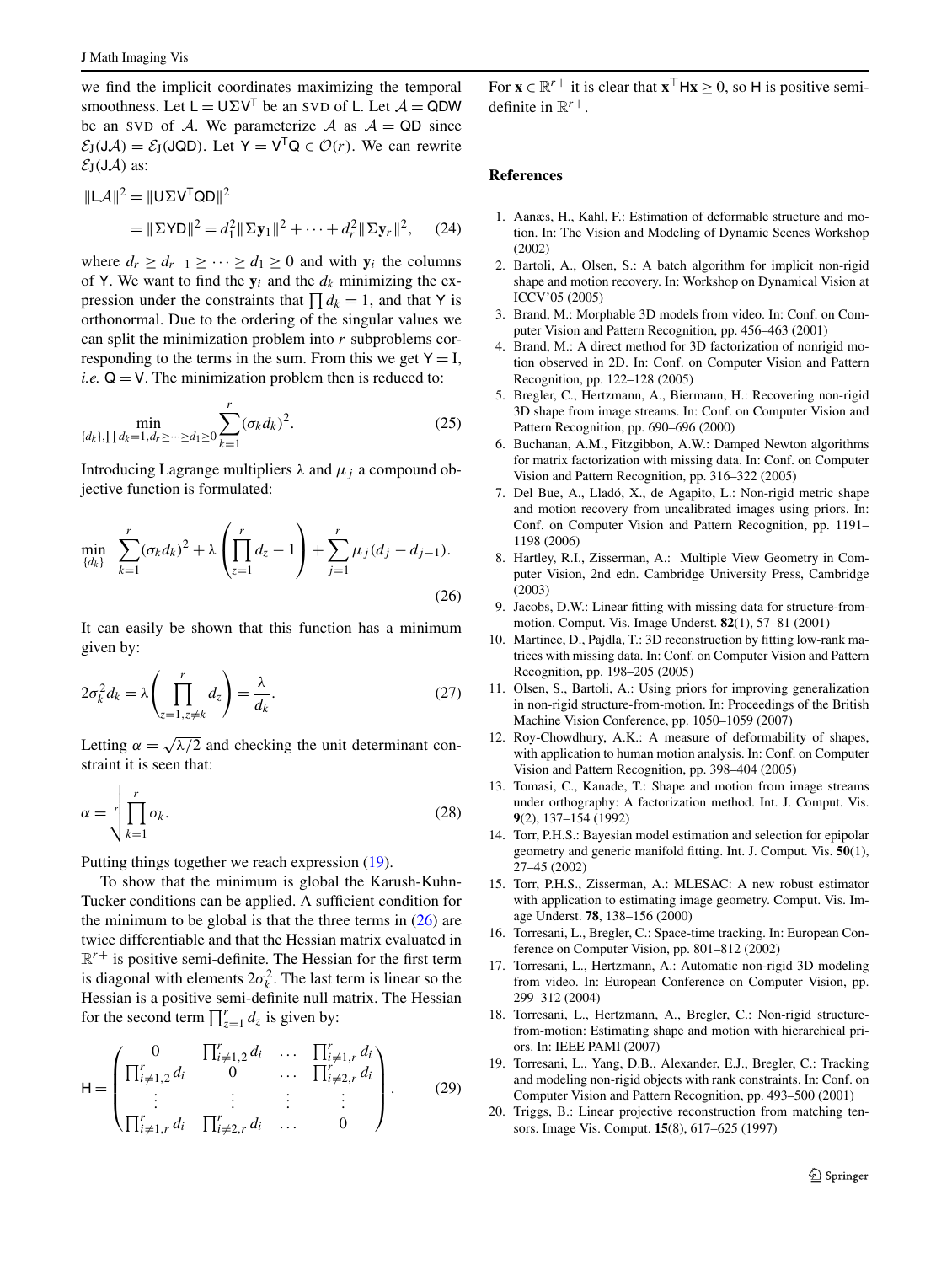we find the implicit coordinates maximizing the temporal smoothness. Let $\mathsf{L} = \mathsf{U}\Sigma\mathsf{V}^\mathsf{T}$ be an SVD of L. Let $\mathcal{A} = \mathsf{QDW}$ be an SVD of $\mathcal{A}$. We parameterize $\mathcal{A}$ as $\mathcal{A} = \mathsf{QD}$ since $\mathcal{E}_\mathrm{J}(\mathsf{J}\mathcal{A}) = \mathcal{E}_\mathrm{J}(\mathsf{JQD})$. Let $\mathsf{Y} = \mathsf{V}^\mathsf{T}\mathsf{Q} \in \mathcal{O}(r)$. We can rewrite $\mathcal{E}_\mathrm{J}(\mathsf{J}\mathcal{A})$ as:

$$
\begin{aligned}
\|\mathsf{L}\mathcal{A}\|^2 &= \|\mathsf{U}\Sigma\mathsf{V}^\mathsf{T}\mathsf{QD}\|^2 \\
&= \|\Sigma\mathsf{YD}\|^2 = d_1^2\|\Sigma\mathbf{y}_1\|^2 + \cdots + d_r^2\|\Sigma\mathbf{y}_r\|^2, \qquad (24)
\end{aligned}
$$

where $d_r \geq d_{r-1} \geq \cdots \geq d_1 \geq 0$ and with $\mathbf{y}_i$ the columns of Y. We want to find the $\mathbf{y}_i$ and the $d_k$ minimizing the expression under the constraints that $\prod d_k = 1$, and that Y is orthonormal. Due to the ordering of the singular values we can split the minimization problem into $r$ subproblems corresponding to the terms in the sum. From this we get $\mathsf{Y} = \mathsf{I}$, *i.e.* $\mathsf{Q} = \mathsf{V}$. The minimization problem then is reduced to:

$$
\min_{\{d_k\},\prod d_k = 1, d_r \geq \cdots \geq d_1 \geq 0} \sum_{k=1}^{r} (\sigma_k d_k)^2. \qquad (25)
$$

Introducing Lagrange multipliers $\lambda$ and $\mu_j$ a compound objective function is formulated:

$$
\min_{\{d_k\}} \sum_{k=1}^{r} (\sigma_k d_k)^2 + \lambda\left(\prod_{z=1}^{r} d_z - 1\right) + \sum_{j=1}^{r} \mu_j (d_j - d_{j-1}). \qquad (26)
$$

It can easily be shown that this function has a minimum given by:

$$
2\sigma_k^2 d_k = \lambda\left(\prod_{z=1, z\neq k}^{r} d_z\right) = \frac{\lambda}{d_k}. \qquad (27)
$$

Letting $\alpha = \sqrt{\lambda/2}$ and checking the unit determinant constraint it is seen that:

$$
\alpha = \sqrt[r]{\prod_{k=1}^{r} \sigma_k}. \qquad (28)
$$

Putting things together we reach expression (19).

To show that the minimum is global the Karush-Kuhn-Tucker conditions can be applied. A sufficient condition for the minimum to be global is that the three terms in (26) are twice differentiable and that the Hessian matrix evaluated in $\mathbb{R}^{r+}$ is positive semi-definite. The Hessian for the first term is diagonal with elements $2\sigma_k^2$. The last term is linear so the Hessian is a positive semi-definite null matrix. The Hessian for the second term $\prod_{z=1}^{r} d_z$ is given by:

$$
\mathsf{H} = \begin{pmatrix} 0 & \prod_{i\neq 1,2}^{r} d_i & \cdots & \prod_{i\neq 1,r}^{r} d_i \\ \prod_{i\neq 1,2}^{r} d_i & 0 & \cdots & \prod_{i\neq 2,r}^{r} d_i \\ \vdots & \vdots & \vdots & \vdots \\ \prod_{i\neq 1,r}^{r} d_i & \prod_{i\neq 2,r}^{r} d_i & \cdots & 0 \end{pmatrix}. \qquad (29)
$$

For $\mathbf{x} \in \mathbb{R}^{r+}$ it is clear that $\mathbf{x}^\top\mathsf{H}\mathbf{x} \geq 0$, so H is positive semi-definite in $\mathbb{R}^{r+}$.

## References

1. Aanæs, H., Kahl, F.: Estimation of deformable structure and motion. In: The Vision and Modeling of Dynamic Scenes Workshop (2002)
2. Bartoli, A., Olsen, S.: A batch algorithm for implicit non-rigid shape and motion recovery. In: Workshop on Dynamical Vision at ICCV'05 (2005)
3. Brand, M.: Morphable 3D models from video. In: Conf. on Computer Vision and Pattern Recognition, pp. 456–463 (2001)
4. Brand, M.: A direct method for 3D factorization of nonrigid motion observed in 2D. In: Conf. on Computer Vision and Pattern Recognition, pp. 122–128 (2005)
5. Bregler, C., Hertzmann, A., Biermann, H.: Recovering non-rigid 3D shape from image streams. In: Conf. on Computer Vision and Pattern Recognition, pp. 690–696 (2000)
6. Buchanan, A.M., Fitzgibbon, A.W.: Damped Newton algorithms for matrix factorization with missing data. In: Conf. on Computer Vision and Pattern Recognition, pp. 316–322 (2005)
7. Del Bue, A., Lladó, X., de Agapito, L.: Non-rigid metric shape and motion recovery from uncalibrated images using priors. In: Conf. on Computer Vision and Pattern Recognition, pp. 1191–1198 (2006)
8. Hartley, R.I., Zisserman, A.: Multiple View Geometry in Computer Vision, 2nd edn. Cambridge University Press, Cambridge (2003)
9. Jacobs, D.W.: Linear fitting with missing data for structure-from-motion. Comput. Vis. Image Underst. **82**(1), 57–81 (2001)
10. Martinec, D., Pajdla, T.: 3D reconstruction by fitting low-rank matrices with missing data. In: Conf. on Computer Vision and Pattern Recognition, pp. 198–205 (2005)
11. Olsen, S., Bartoli, A.: Using priors for improving generalization in non-rigid structure-from-motion. In: Proceedings of the British Machine Vision Conference, pp. 1050–1059 (2007)
12. Roy-Chowdhury, A.K.: A measure of deformability of shapes, with application to human motion analysis. In: Conf. on Computer Vision and Pattern Recognition, pp. 398–404 (2005)
13. Tomasi, C., Kanade, T.: Shape and motion from image streams under orthography: A factorization method. Int. J. Comput. Vis. **9**(2), 137–154 (1992)
14. Torr, P.H.S.: Bayesian model estimation and selection for epipolar geometry and generic manifold fitting. Int. J. Comput. Vis. **50**(1), 27–45 (2002)
15. Torr, P.H.S., Zisserman, A.: MLESAC: A new robust estimator with application to estimating image geometry. Comput. Vis. Image Underst. **78**, 138–156 (2000)
16. Torresani, L., Bregler, C.: Space-time tracking. In: European Conference on Computer Vision, pp. 801–812 (2002)
17. Torresani, L., Hertzmann, A.: Automatic non-rigid 3D modeling from video. In: European Conference on Computer Vision, pp. 299–312 (2004)
18. Torresani, L., Hertzmann, A., Bregler, C.: Non-rigid structure-from-motion: Estimating shape and motion with hierarchical priors. In: IEEE PAMI (2007)
19. Torresani, L., Yang, D.B., Alexander, E.J., Bregler, C.: Tracking and modeling non-rigid objects with rank constraints. In: Conf. on Computer Vision and Pattern Recognition, pp. 493–500 (2001)
20. Triggs, B.: Linear projective reconstruction from matching tensors. Image Vis. Comput. **15**(8), 617–625 (1997)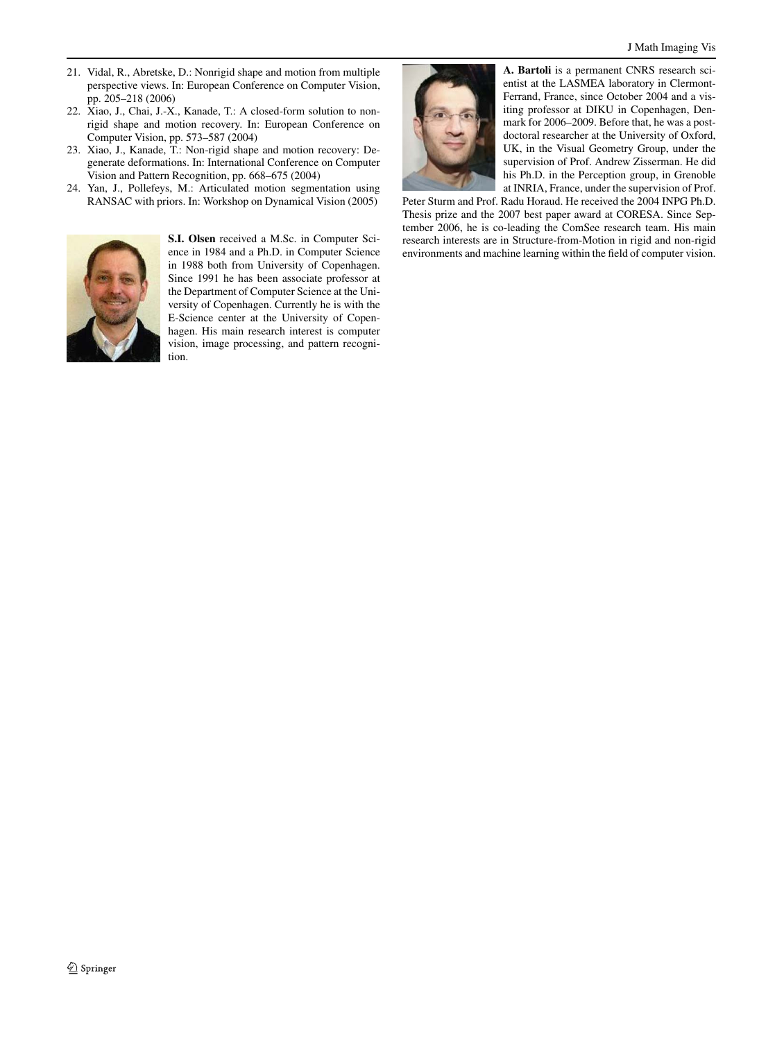21. Vidal, R., Abretske, D.: Nonrigid shape and motion from multiple perspective views. In: European Conference on Computer Vision, pp. 205–218 (2006)
22. Xiao, J., Chai, J.-X., Kanade, T.: A closed-form solution to non-rigid shape and motion recovery. In: European Conference on Computer Vision, pp. 573–587 (2004)
23. Xiao, J., Kanade, T.: Non-rigid shape and motion recovery: Degenerate deformations. In: International Conference on Computer Vision and Pattern Recognition, pp. 668–675 (2004)
24. Yan, J., Pollefeys, M.: Articulated motion segmentation using RANSAC with priors. In: Workshop on Dynamical Vision (2005)

**S.I. Olsen** received a M.Sc. in Computer Science in 1984 and a Ph.D. in Computer Science in 1988 both from University of Copenhagen. Since 1991 he has been associate professor at the Department of Computer Science at the University of Copenhagen. Currently he is with the E-Science center at the University of Copenhagen. His main research interest is computer vision, image processing, and pattern recognition.

**A. Bartoli** is a permanent CNRS research scientist at the LASMEA laboratory in Clermont-Ferrand, France, since October 2004 and a visiting professor at DIKU in Copenhagen, Denmark for 2006–2009. Before that, he was a postdoctoral researcher at the University of Oxford, UK, in the Visual Geometry Group, under the supervision of Prof. Andrew Zisserman. He did his Ph.D. in the Perception group, in Grenoble at INRIA, France, under the supervision of Prof. Peter Sturm and Prof. Radu Horaud. He received the 2004 INPG Ph.D. Thesis prize and the 2007 best paper award at CORESA. Since September 2006, he is co-leading the ComSee research team. His main research interests are in Structure-from-Motion in rigid and non-rigid environments and machine learning within the field of computer vision.